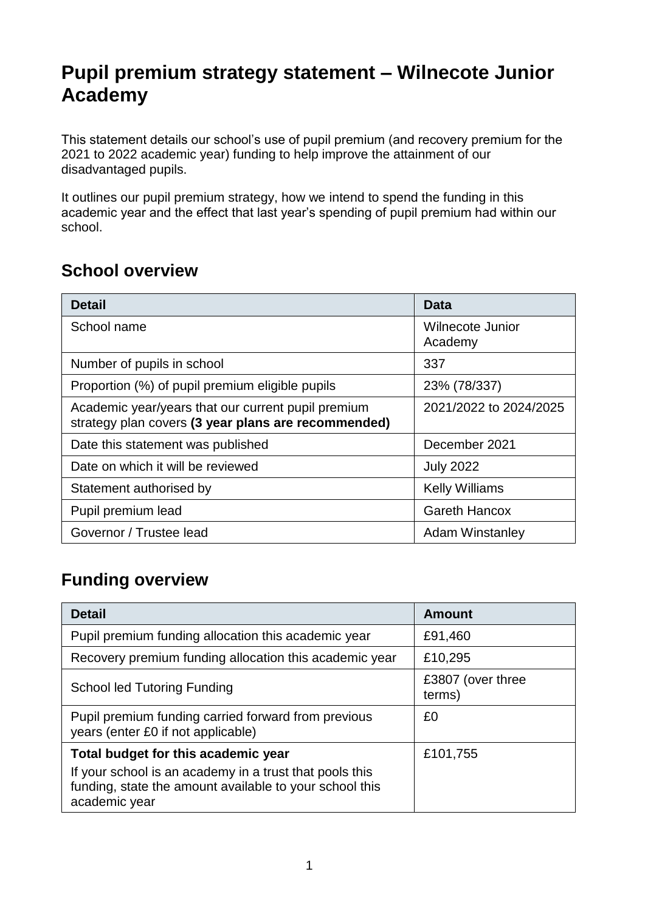# Pupil premium strategy statement – Wilnecote Junior Academy

This statement details our school's use of pupil premium (and recovery premium for the 2021 to 2022 academic year) funding to help improve the attainment of our disadvantaged pupils.

It outlines our pupil premium strategy, how we intend to spend the funding in this academic year and the effect that last year's spending of pupil premium had within our school.

## School overview

| Detail | Data |
|---|---|
| School name | Wilnecote Junior Academy |
| Number of pupils in school | 337 |
| Proportion (%) of pupil premium eligible pupils | 23% (78/337) |
| Academic year/years that our current pupil premium strategy plan covers **(3 year plans are recommended)** | 2021/2022 to 2024/2025 |
| Date this statement was published | December 2021 |
| Date on which it will be reviewed | July 2022 |
| Statement authorised by | Kelly Williams |
| Pupil premium lead | Gareth Hancox |
| Governor / Trustee lead | Adam Winstanley |

## Funding overview

| Detail | Amount |
|---|---|
| Pupil premium funding allocation this academic year | £91,460 |
| Recovery premium funding allocation this academic year | £10,295 |
| School led Tutoring Funding | £3807 (over three terms) |
| Pupil premium funding carried forward from previous years (enter £0 if not applicable) | £0 |
| **Total budget for this academic year** If your school is an academy in a trust that pools this funding, state the amount available to your school this academic year | £101,755 |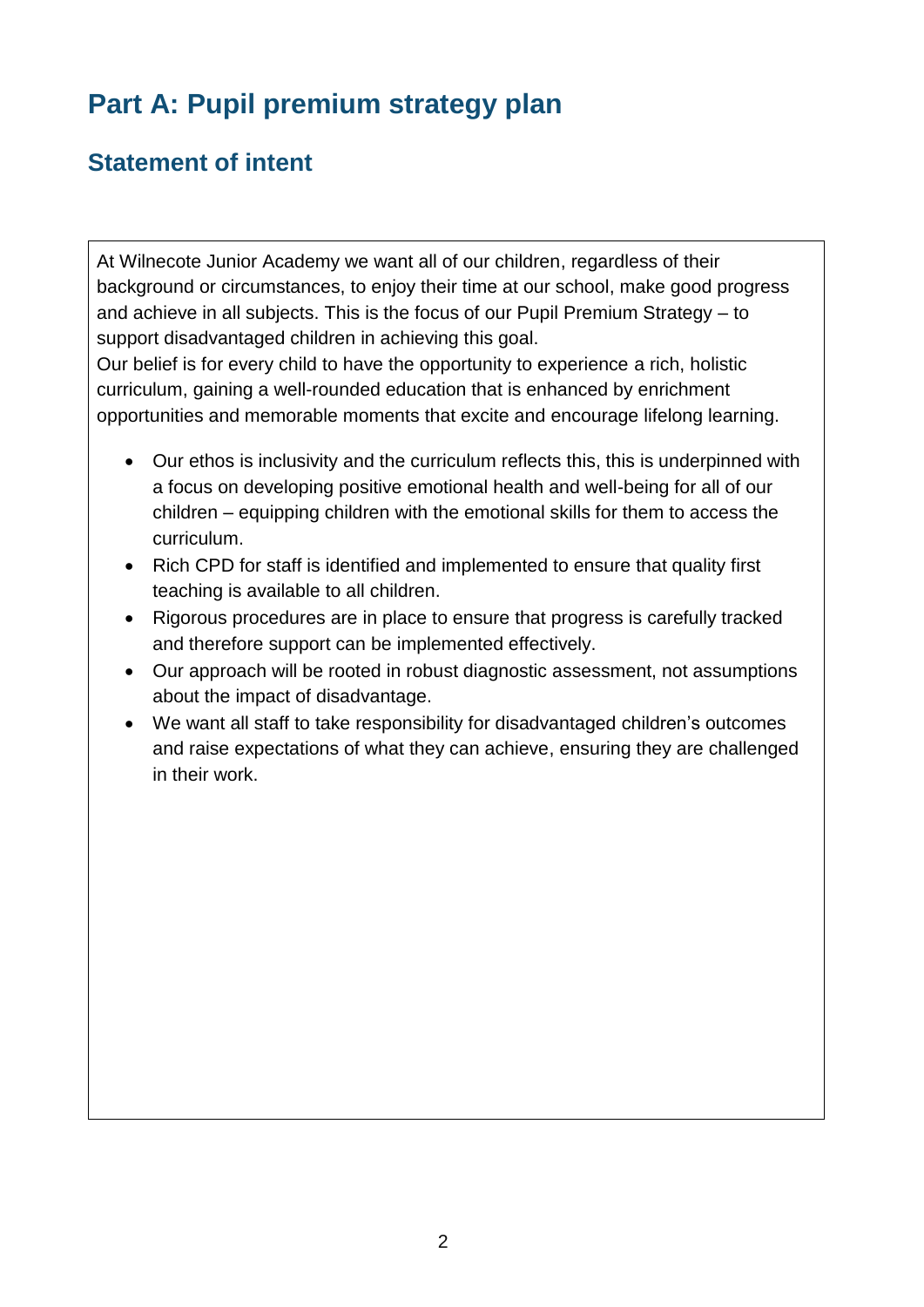# Part A: Pupil premium strategy plan

## Statement of intent

At Wilnecote Junior Academy we want all of our children, regardless of their background or circumstances, to enjoy their time at our school, make good progress and achieve in all subjects. This is the focus of our Pupil Premium Strategy – to support disadvantaged children in achieving this goal.

Our belief is for every child to have the opportunity to experience a rich, holistic curriculum, gaining a well-rounded education that is enhanced by enrichment opportunities and memorable moments that excite and encourage lifelong learning.

- Our ethos is inclusivity and the curriculum reflects this, this is underpinned with a focus on developing positive emotional health and well-being for all of our children – equipping children with the emotional skills for them to access the curriculum.
- Rich CPD for staff is identified and implemented to ensure that quality first teaching is available to all children.
- Rigorous procedures are in place to ensure that progress is carefully tracked and therefore support can be implemented effectively.
- Our approach will be rooted in robust diagnostic assessment, not assumptions about the impact of disadvantage.
- We want all staff to take responsibility for disadvantaged children's outcomes and raise expectations of what they can achieve, ensuring they are challenged in their work.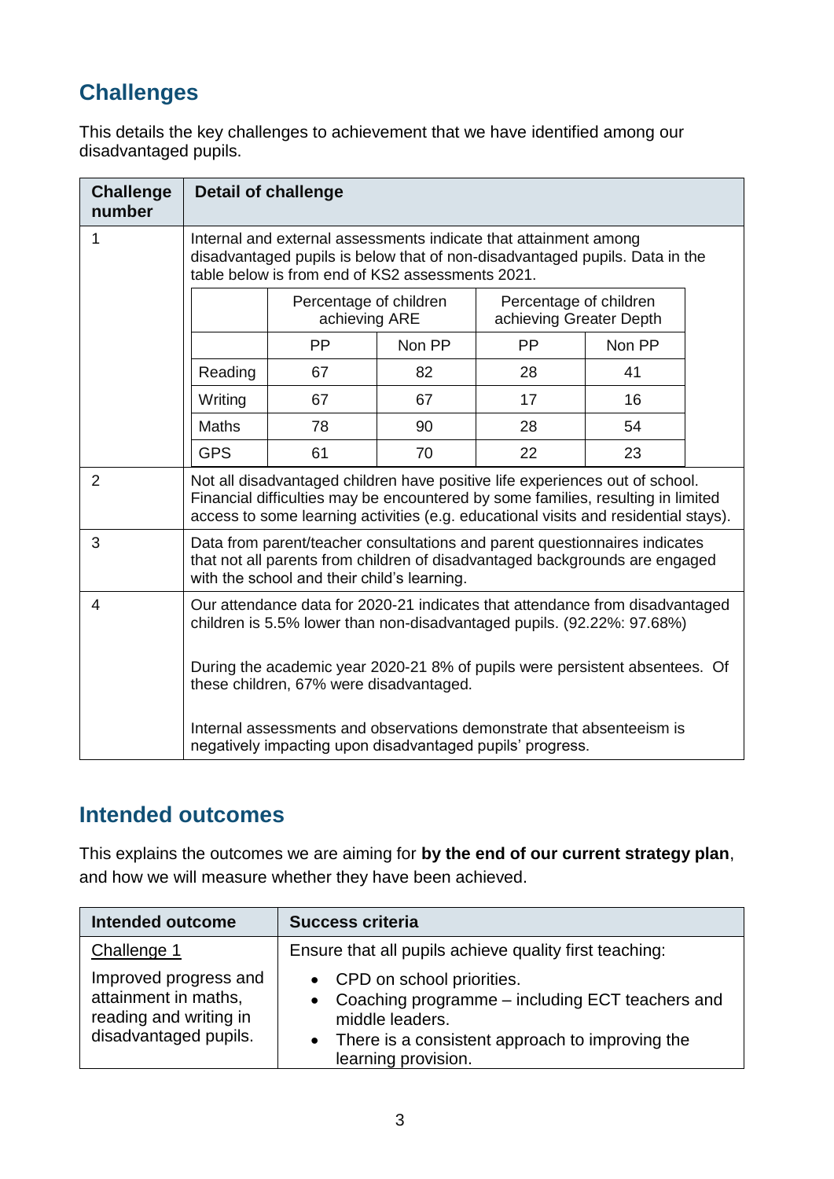## Challenges

This details the key challenges to achievement that we have identified among our disadvantaged pupils.

| Challenge number | Detail of challenge |
|---|---|
| 1 | Internal and external assessments indicate that attainment among disadvantaged pupils is below that of non-disadvantaged pupils. Data in the table below is from end of KS2 assessments 2021. |

| | Percentage of children achieving ARE | | Percentage of children achieving Greater Depth | |
|---|---|---|---|---|
| | PP | Non PP | PP | Non PP |
| Reading | 67 | 82 | 28 | 41 |
| Writing | 67 | 67 | 17 | 16 |
| Maths | 78 | 90 | 28 | 54 |
| GPS | 61 | 70 | 22 | 23 |

| Challenge number | Detail of challenge |
|---|---|
| 2 | Not all disadvantaged children have positive life experiences out of school. Financial difficulties may be encountered by some families, resulting in limited access to some learning activities (e.g. educational visits and residential stays). |
| 3 | Data from parent/teacher consultations and parent questionnaires indicates that not all parents from children of disadvantaged backgrounds are engaged with the school and their child's learning. |
| 4 | Our attendance data for 2020-21 indicates that attendance from disadvantaged children is 5.5% lower than non-disadvantaged pupils. (92.22%: 97.68%)<br><br>During the academic year 2020-21 8% of pupils were persistent absentees. Of these children, 67% were disadvantaged.<br><br>Internal assessments and observations demonstrate that absenteeism is negatively impacting upon disadvantaged pupils' progress. |

## Intended outcomes

This explains the outcomes we are aiming for **by the end of our current strategy plan**, and how we will measure whether they have been achieved.

| Intended outcome | Success criteria |
|---|---|
| Challenge 1<br><br>Improved progress and attainment in maths, reading and writing in disadvantaged pupils. | Ensure that all pupils achieve quality first teaching:<br>• CPD on school priorities.<br>• Coaching programme – including ECT teachers and middle leaders.<br>• There is a consistent approach to improving the learning provision. |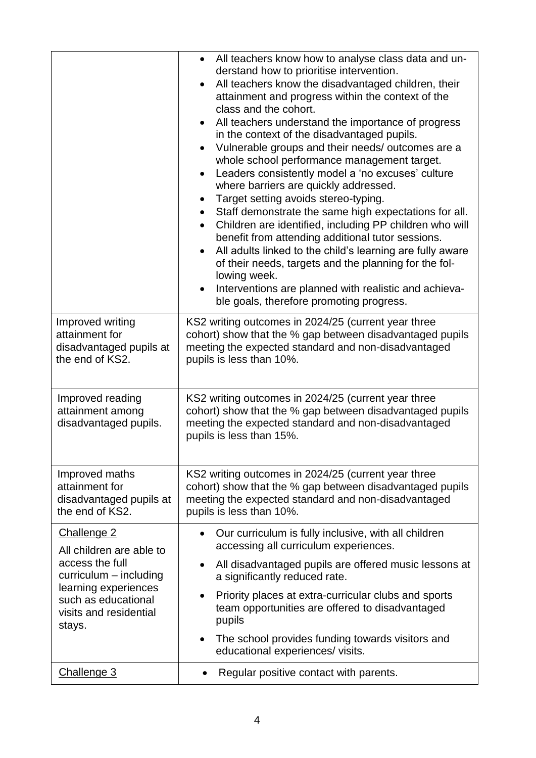| | |
|---|---|
| | • All teachers know how to analyse class data and understand how to prioritise intervention.<br>• All teachers know the disadvantaged children, their attainment and progress within the context of the class and the cohort.<br>• All teachers understand the importance of progress in the context of the disadvantaged pupils.<br>• Vulnerable groups and their needs/ outcomes are a whole school performance management target.<br>• Leaders consistently model a 'no excuses' culture where barriers are quickly addressed.<br>• Target setting avoids stereo-typing.<br>• Staff demonstrate the same high expectations for all.<br>• Children are identified, including PP children who will benefit from attending additional tutor sessions.<br>• All adults linked to the child's learning are fully aware of their needs, targets and the planning for the following week.<br>• Interventions are planned with realistic and achievable goals, therefore promoting progress. |
| Improved writing attainment for disadvantaged pupils at the end of KS2. | KS2 writing outcomes in 2024/25 (current year three cohort) show that the % gap between disadvantaged pupils meeting the expected standard and non-disadvantaged pupils is less than 10%. |
| Improved reading attainment among disadvantaged pupils. | KS2 writing outcomes in 2024/25 (current year three cohort) show that the % gap between disadvantaged pupils meeting the expected standard and non-disadvantaged pupils is less than 15%. |
| Improved maths attainment for disadvantaged pupils at the end of KS2. | KS2 writing outcomes in 2024/25 (current year three cohort) show that the % gap between disadvantaged pupils meeting the expected standard and non-disadvantaged pupils is less than 10%. |
| Challenge 2<br>All children are able to access the full curriculum – including learning experiences such as educational visits and residential stays. | • Our curriculum is fully inclusive, with all children accessing all curriculum experiences.<br>• All disadvantaged pupils are offered music lessons at a significantly reduced rate.<br>• Priority places at extra-curricular clubs and sports team opportunities are offered to disadvantaged pupils<br>• The school provides funding towards visitors and educational experiences/ visits. |
| Challenge 3 | • Regular positive contact with parents. |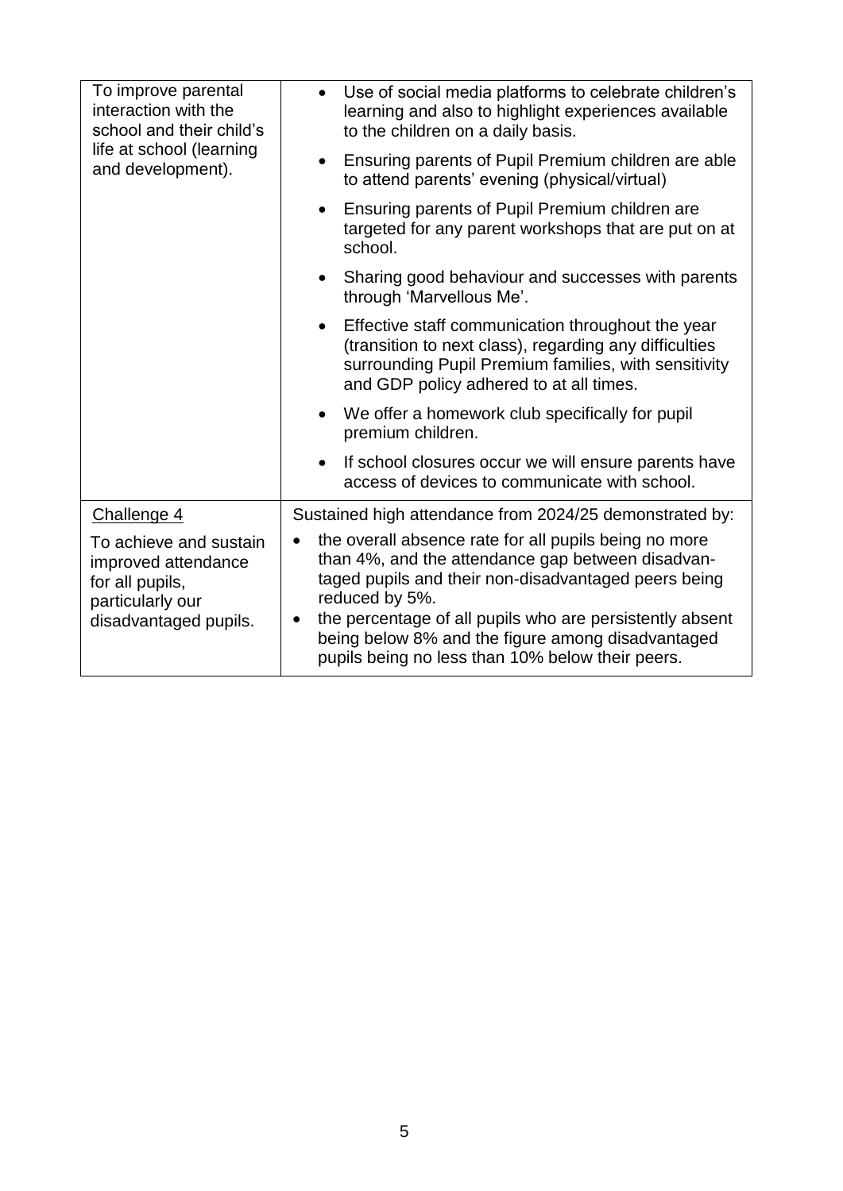| | |
|---|---|
| To improve parental interaction with the school and their child's life at school (learning and development). | • Use of social media platforms to celebrate children's learning and also to highlight experiences available to the children on a daily basis.<br>• Ensuring parents of Pupil Premium children are able to attend parents' evening (physical/virtual)<br>• Ensuring parents of Pupil Premium children are targeted for any parent workshops that are put on at school.<br>• Sharing good behaviour and successes with parents through 'Marvellous Me'.<br>• Effective staff communication throughout the year (transition to next class), regarding any difficulties surrounding Pupil Premium families, with sensitivity and GDP policy adhered to at all times.<br>• We offer a homework club specifically for pupil premium children.<br>• If school closures occur we will ensure parents have access of devices to communicate with school. |
| <u>Challenge 4</u><br>To achieve and sustain improved attendance for all pupils, particularly our disadvantaged pupils. | Sustained high attendance from 2024/25 demonstrated by:<br>• the overall absence rate for all pupils being no more than 4%, and the attendance gap between disadvantaged pupils and their non-disadvantaged peers being reduced by 5%.<br>• the percentage of all pupils who are persistently absent being below 8% and the figure among disadvantaged pupils being no less than 10% below their peers. |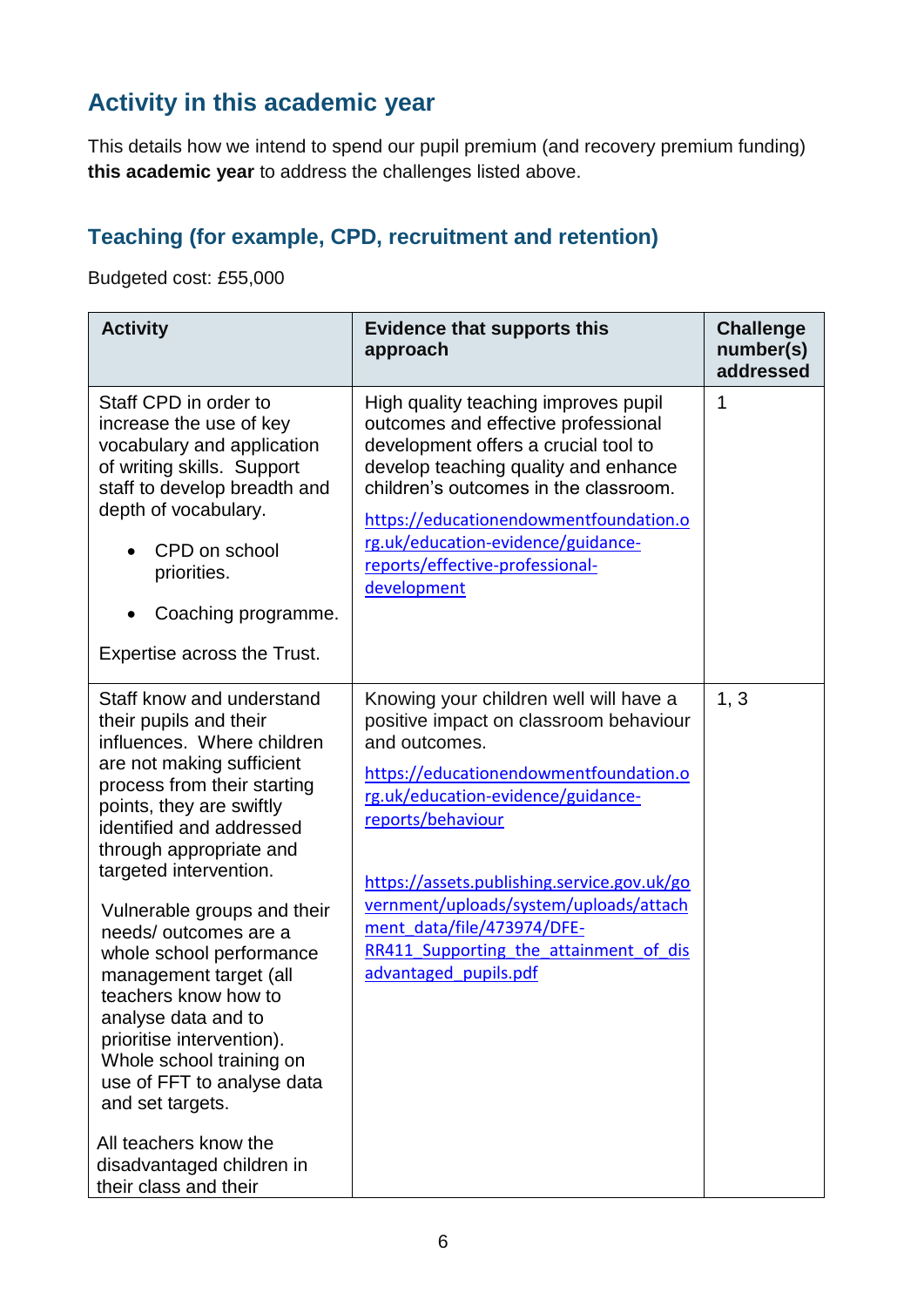## Activity in this academic year

This details how we intend to spend our pupil premium (and recovery premium funding) **this academic year** to address the challenges listed above.

### Teaching (for example, CPD, recruitment and retention)

Budgeted cost: £55,000

| Activity | Evidence that supports this approach | Challenge number(s) addressed |
|---|---|---|
| Staff CPD in order to increase the use of key vocabulary and application of writing skills. Support staff to develop breadth and depth of vocabulary.<br>• CPD on school priorities.<br>• Coaching programme.<br>Expertise across the Trust. | High quality teaching improves pupil outcomes and effective professional development offers a crucial tool to develop teaching quality and enhance children's outcomes in the classroom.<br>https://educationendowmentfoundation.org.uk/education-evidence/guidance-reports/effective-professional-development | 1 |
| Staff know and understand their pupils and their influences. Where children are not making sufficient process from their starting points, they are swiftly identified and addressed through appropriate and targeted intervention.<br>Vulnerable groups and their needs/ outcomes are a whole school performance management target (all teachers know how to analyse data and to prioritise intervention). Whole school training on use of FFT to analyse data and set targets.<br>All teachers know the disadvantaged children in their class and their | Knowing your children well will have a positive impact on classroom behaviour and outcomes.<br>https://educationendowmentfoundation.org.uk/education-evidence/guidance-reports/behaviour<br>https://assets.publishing.service.gov.uk/government/uploads/system/uploads/attachment_data/file/473974/DFE-RR411_Supporting_the_attainment_of_disadvantaged_pupils.pdf | 1, 3 |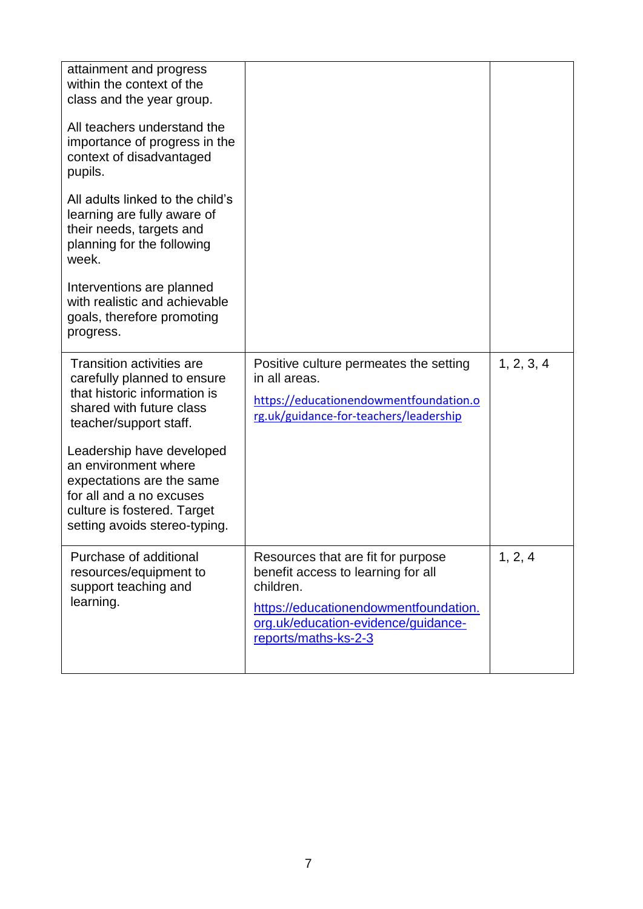| | | |
|---|---|---|
| attainment and progress within the context of the class and the year group.<br><br>All teachers understand the importance of progress in the context of disadvantaged pupils.<br><br>All adults linked to the child's learning are fully aware of their needs, targets and planning for the following week.<br><br>Interventions are planned with realistic and achievable goals, therefore promoting progress. | | |
| Transition activities are carefully planned to ensure that historic information is shared with future class teacher/support staff.<br><br>Leadership have developed an environment where expectations are the same for all and a no excuses culture is fostered. Target setting avoids stereo-typing. | Positive culture permeates the setting in all areas.<br><br>https://educationendowmentfoundation.org.uk/guidance-for-teachers/leadership | 1, 2, 3, 4 |
| Purchase of additional resources/equipment to support teaching and learning. | Resources that are fit for purpose benefit access to learning for all children.<br><br>https://educationendowmentfoundation.org.uk/education-evidence/guidance-reports/maths-ks-2-3 | 1, 2, 4 |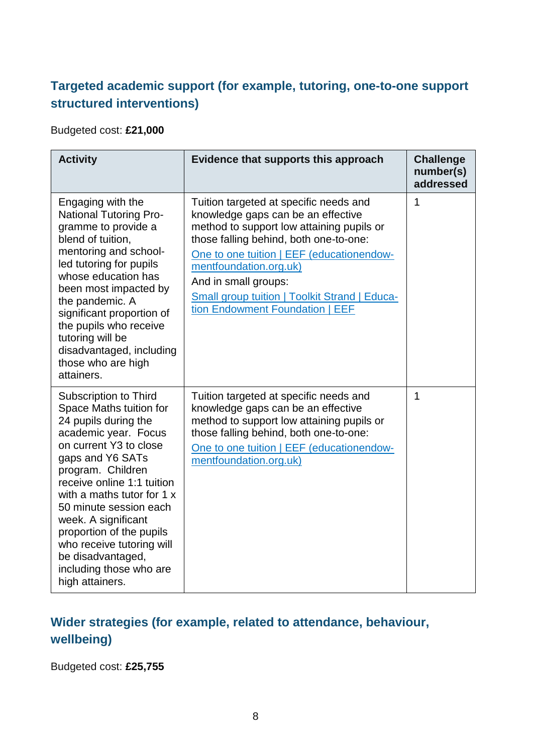## Targeted academic support (for example, tutoring, one-to-one support structured interventions)

Budgeted cost: **£21,000**

| Activity | Evidence that supports this approach | Challenge number(s) addressed |
|---|---|---|
| Engaging with the National Tutoring Programme to provide a blend of tuition, mentoring and school-led tutoring for pupils whose education has been most impacted by the pandemic. A significant proportion of the pupils who receive tutoring will be disadvantaged, including those who are high attainers. | Tuition targeted at specific needs and knowledge gaps can be an effective method to support low attaining pupils or those falling behind, both one-to-one: [One to one tuition \| EEF (educationendowmentfoundation.org.uk)] And in small groups: [Small group tuition \| Toolkit Strand \| Education Endowment Foundation \| EEF] | 1 |
| Subscription to Third Space Maths tuition for 24 pupils during the academic year. Focus on current Y3 to close gaps and Y6 SATs program. Children receive online 1:1 tuition with a maths tutor for 1 x 50 minute session each week. A significant proportion of the pupils who receive tutoring will be disadvantaged, including those who are high attainers. | Tuition targeted at specific needs and knowledge gaps can be an effective method to support low attaining pupils or those falling behind, both one-to-one: [One to one tuition \| EEF (educationendowmentfoundation.org.uk)] | 1 |

## Wider strategies (for example, related to attendance, behaviour, wellbeing)

Budgeted cost: **£25,755**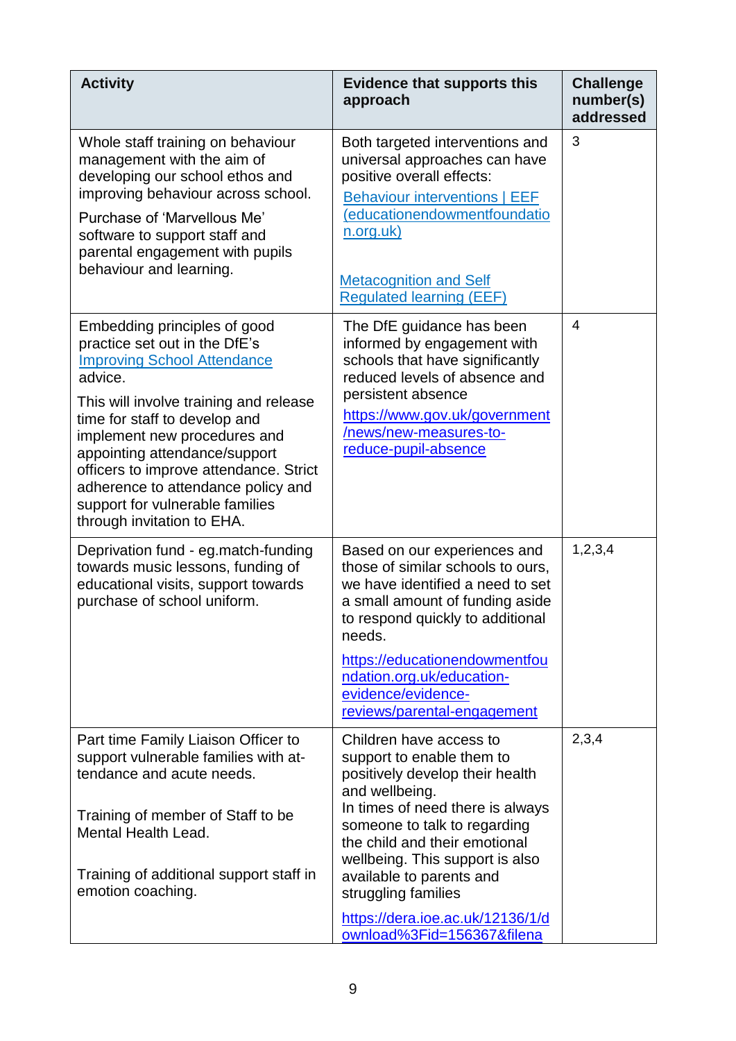| Activity | Evidence that supports this approach | Challenge number(s) addressed |
| --- | --- | --- |
| Whole staff training on behaviour management with the aim of developing our school ethos and improving behaviour across school.<br><br>Purchase of 'Marvellous Me' software to support staff and parental engagement with pupils behaviour and learning. | Both targeted interventions and universal approaches can have positive overall effects:<br>Behaviour interventions \| EEF (educationendowmentfoundation.org.uk)<br><br>Metacognition and Self Regulated learning (EEF) | 3 |
| Embedding principles of good practice set out in the DfE's Improving School Attendance advice.<br><br>This will involve training and release time for staff to develop and implement new procedures and appointing attendance/support officers to improve attendance. Strict adherence to attendance policy and support for vulnerable families through invitation to EHA. | The DfE guidance has been informed by engagement with schools that have significantly reduced levels of absence and persistent absence<br>https://www.gov.uk/government/news/new-measures-to-reduce-pupil-absence | 4 |
| Deprivation fund - eg.match-funding towards music lessons, funding of educational visits, support towards purchase of school uniform. | Based on our experiences and those of similar schools to ours, we have identified a need to set a small amount of funding aside to respond quickly to additional needs.<br><br>https://educationendowmentfoundation.org.uk/education-evidence/evidence-reviews/parental-engagement | 1,2,3,4 |
| Part time Family Liaison Officer to support vulnerable families with attendance and acute needs.<br><br>Training of member of Staff to be Mental Health Lead.<br><br>Training of additional support staff in emotion coaching. | Children have access to support to enable them to positively develop their health and wellbeing.<br>In times of need there is always someone to talk to regarding the child and their emotional wellbeing. This support is also available to parents and struggling families<br>https://dera.ioe.ac.uk/12136/1/download%3Fid=156367&filena | 2,3,4 |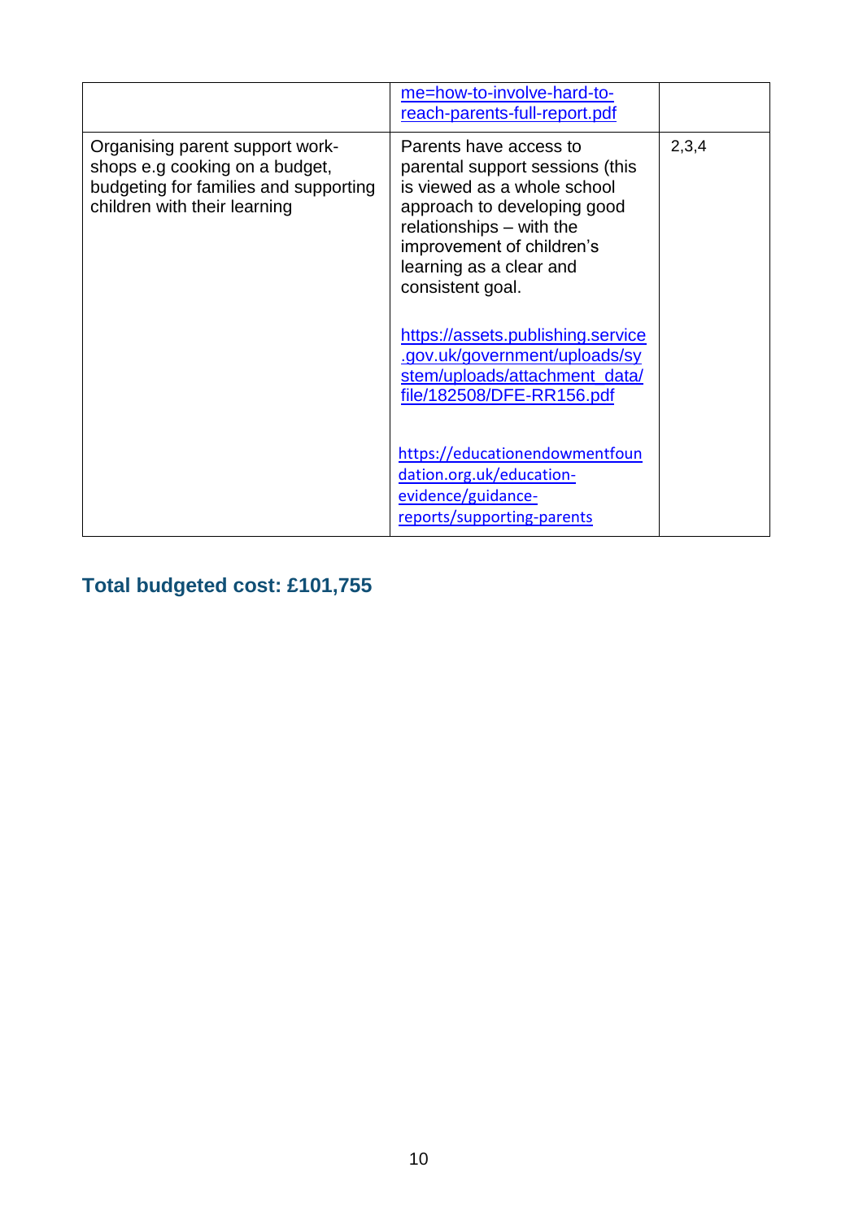| | | |
|---|---|---|
| | me=how-to-involve-hard-to-reach-parents-full-report.pdf | |
| Organising parent support work-shops e.g cooking on a budget, budgeting for families and supporting children with their learning | Parents have access to parental support sessions (this is viewed as a whole school approach to developing good relationships – with the improvement of children's learning as a clear and consistent goal.<br><br>https://assets.publishing.service.gov.uk/government/uploads/system/uploads/attachment_data/file/182508/DFE-RR156.pdf<br><br>https://educationendowmentfoundation.org.uk/education-evidence/guidance-reports/supporting-parents | 2,3,4 |

## Total budgeted cost: £101,755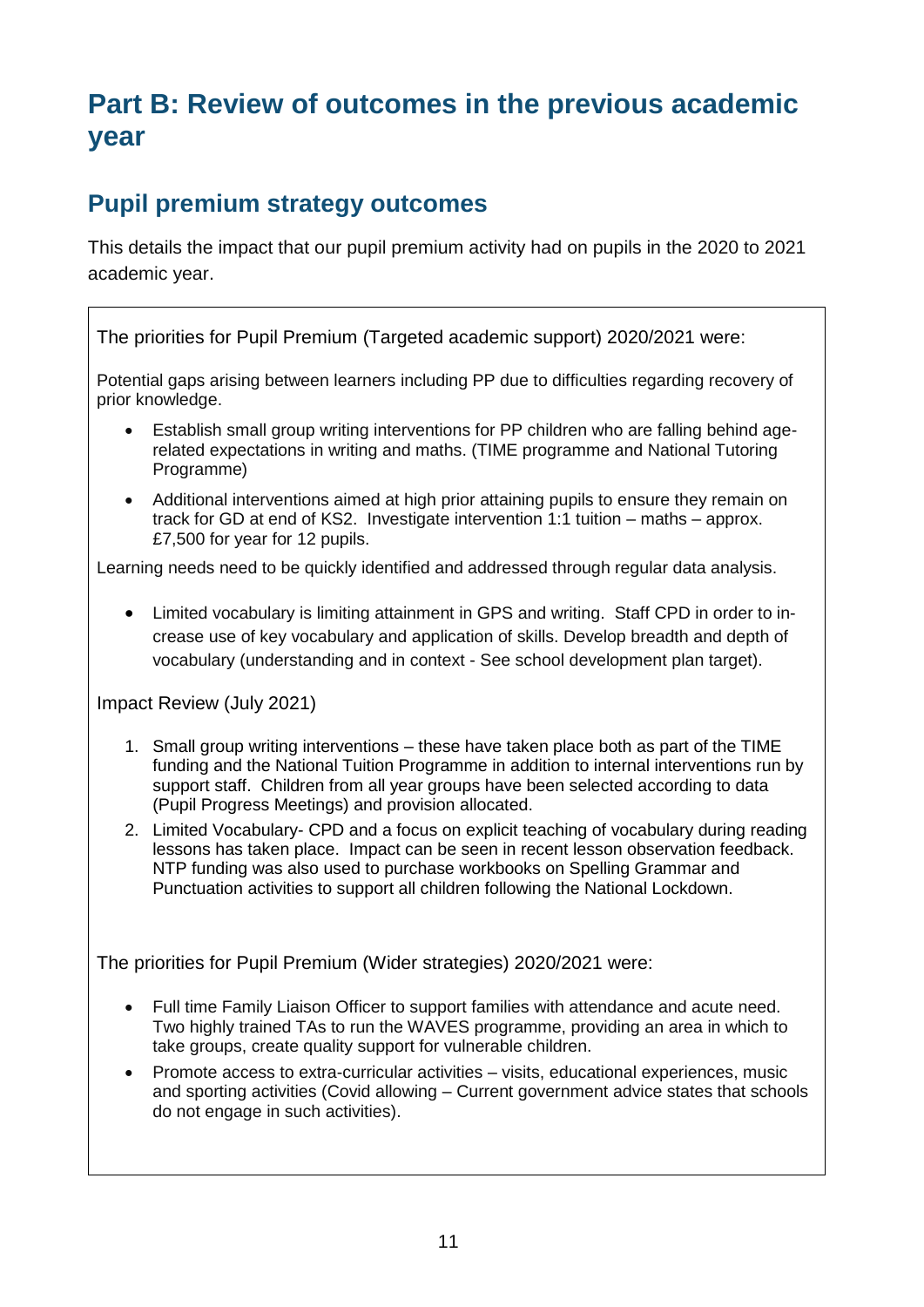# Part B: Review of outcomes in the previous academic year

## Pupil premium strategy outcomes

This details the impact that our pupil premium activity had on pupils in the 2020 to 2021 academic year.

The priorities for Pupil Premium (Targeted academic support) 2020/2021 were:

Potential gaps arising between learners including PP due to difficulties regarding recovery of prior knowledge.

- Establish small group writing interventions for PP children who are falling behind age-related expectations in writing and maths. (TIME programme and National Tutoring Programme)
- Additional interventions aimed at high prior attaining pupils to ensure they remain on track for GD at end of KS2. Investigate intervention 1:1 tuition – maths – approx. £7,500 for year for 12 pupils.

Learning needs need to be quickly identified and addressed through regular data analysis.

- Limited vocabulary is limiting attainment in GPS and writing. Staff CPD in order to increase use of key vocabulary and application of skills. Develop breadth and depth of vocabulary (understanding and in context - See school development plan target).

Impact Review (July 2021)

1. Small group writing interventions – these have taken place both as part of the TIME funding and the National Tuition Programme in addition to internal interventions run by support staff. Children from all year groups have been selected according to data (Pupil Progress Meetings) and provision allocated.
2. Limited Vocabulary- CPD and a focus on explicit teaching of vocabulary during reading lessons has taken place. Impact can be seen in recent lesson observation feedback. NTP funding was also used to purchase workbooks on Spelling Grammar and Punctuation activities to support all children following the National Lockdown.

The priorities for Pupil Premium (Wider strategies) 2020/2021 were:

- Full time Family Liaison Officer to support families with attendance and acute need. Two highly trained TAs to run the WAVES programme, providing an area in which to take groups, create quality support for vulnerable children.
- Promote access to extra-curricular activities – visits, educational experiences, music and sporting activities (Covid allowing – Current government advice states that schools do not engage in such activities).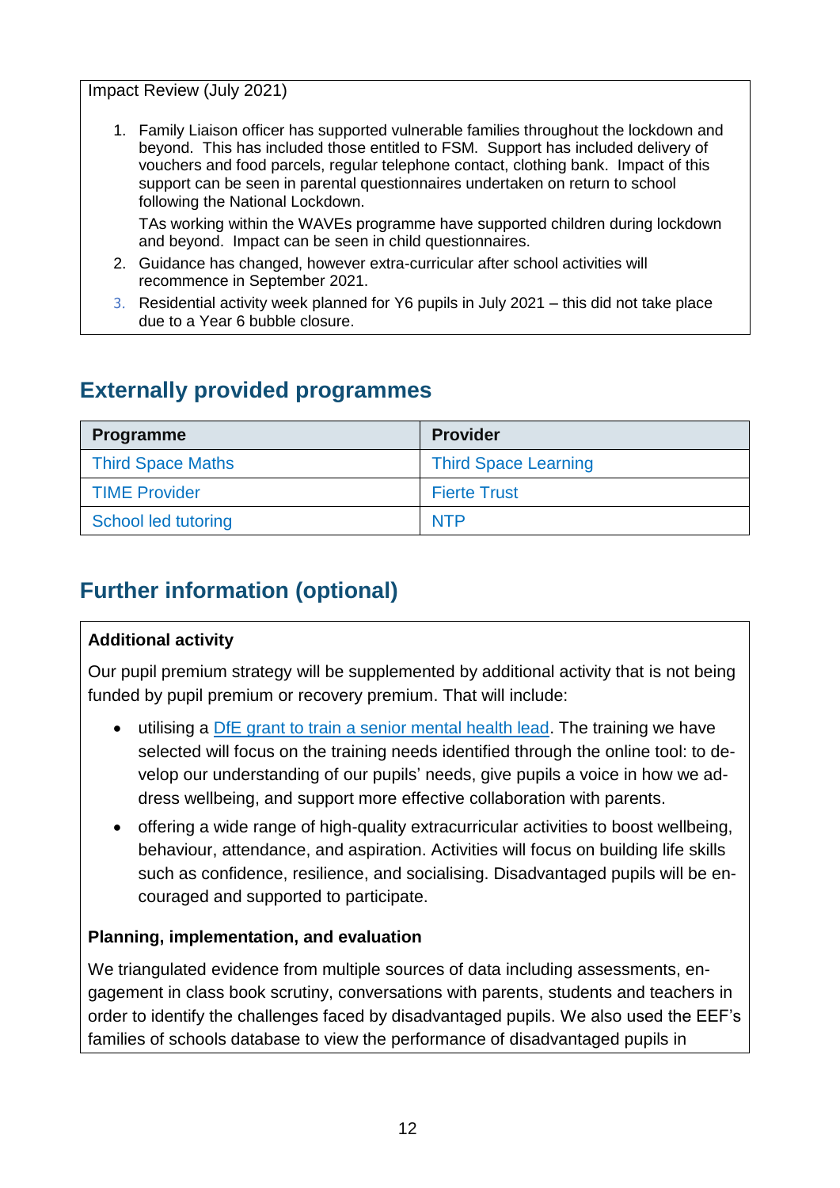Impact Review (July 2021)

1. Family Liaison officer has supported vulnerable families throughout the lockdown and beyond. This has included those entitled to FSM. Support has included delivery of vouchers and food parcels, regular telephone contact, clothing bank. Impact of this support can be seen in parental questionnaires undertaken on return to school following the National Lockdown.

   TAs working within the WAVEs programme have supported children during lockdown and beyond. Impact can be seen in child questionnaires.
2. Guidance has changed, however extra-curricular after school activities will recommence in September 2021.
3. Residential activity week planned for Y6 pupils in July 2021 – this did not take place due to a Year 6 bubble closure.

## Externally provided programmes

| Programme | Provider |
|---|---|
| Third Space Maths | Third Space Learning |
| TIME Provider | Fierte Trust |
| School led tutoring | NTP |

## Further information (optional)

**Additional activity**

Our pupil premium strategy will be supplemented by additional activity that is not being funded by pupil premium or recovery premium. That will include:

- utilising a DfE grant to train a senior mental health lead. The training we have selected will focus on the training needs identified through the online tool: to develop our understanding of our pupils' needs, give pupils a voice in how we address wellbeing, and support more effective collaboration with parents.
- offering a wide range of high-quality extracurricular activities to boost wellbeing, behaviour, attendance, and aspiration. Activities will focus on building life skills such as confidence, resilience, and socialising. Disadvantaged pupils will be encouraged and supported to participate.

**Planning, implementation, and evaluation**

We triangulated evidence from multiple sources of data including assessments, engagement in class book scrutiny, conversations with parents, students and teachers in order to identify the challenges faced by disadvantaged pupils. We also used the EEF's families of schools database to view the performance of disadvantaged pupils in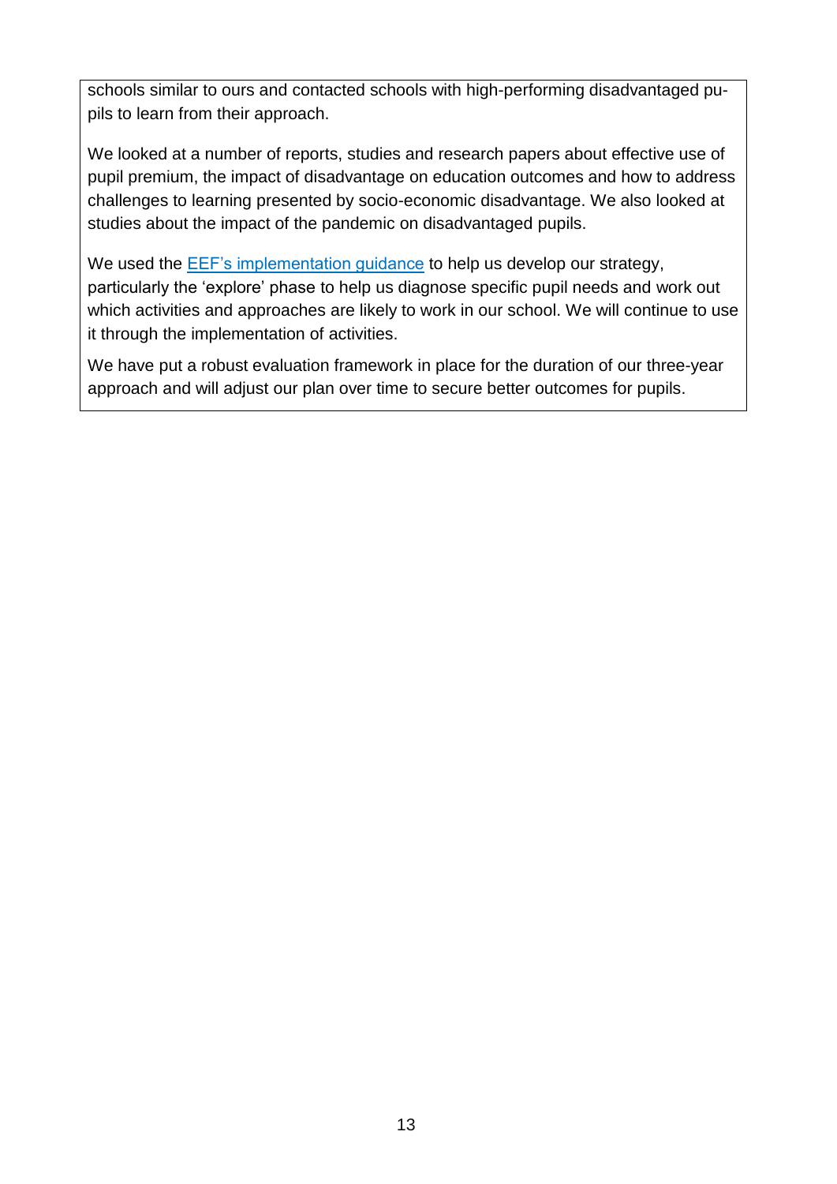schools similar to ours and contacted schools with high-performing disadvantaged pupils to learn from their approach.

We looked at a number of reports, studies and research papers about effective use of pupil premium, the impact of disadvantage on education outcomes and how to address challenges to learning presented by socio-economic disadvantage. We also looked at studies about the impact of the pandemic on disadvantaged pupils.

We used the [EEF's implementation guidance] to help us develop our strategy, particularly the 'explore' phase to help us diagnose specific pupil needs and work out which activities and approaches are likely to work in our school. We will continue to use it through the implementation of activities.

We have put a robust evaluation framework in place for the duration of our three-year approach and will adjust our plan over time to secure better outcomes for pupils.